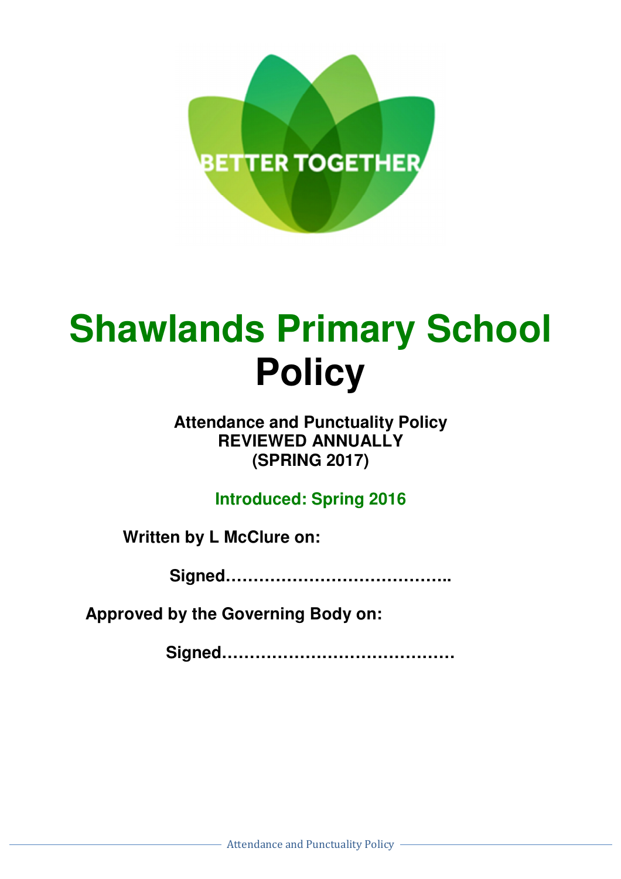BETTER TOGETHER

# Shawlands Primary School
# Policy

**Attendance and Punctuality Policy**
**REVIEWED ANNUALLY**
**(SPRING 2017)**

**Introduced: Spring 2016**

**Written by L McClure on:**

**Signed…………………………………..**

**Approved by the Governing Body on:**

**Signed……………………………………**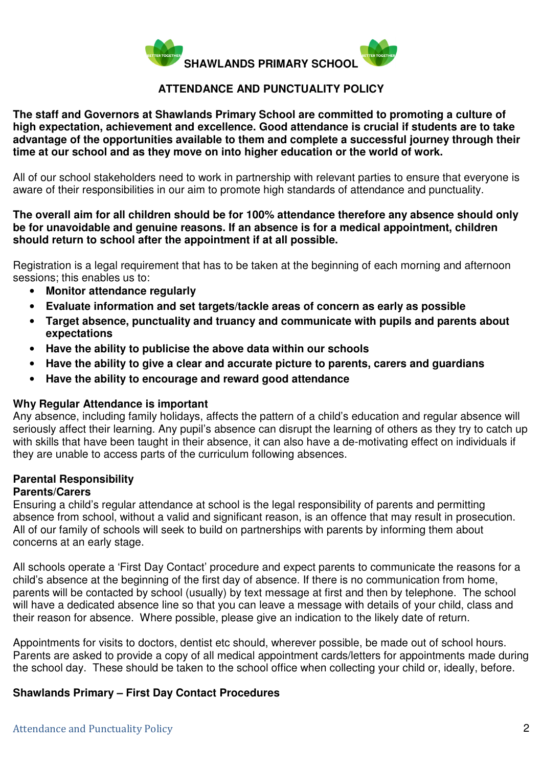# SHAWLANDS PRIMARY SCHOOL

## ATTENDANCE AND PUNCTUALITY POLICY

**The staff and Governors at Shawlands Primary School are committed to promoting a culture of high expectation, achievement and excellence. Good attendance is crucial if students are to take advantage of the opportunities available to them and complete a successful journey through their time at our school and as they move on into higher education or the world of work.**

All of our school stakeholders need to work in partnership with relevant parties to ensure that everyone is aware of their responsibilities in our aim to promote high standards of attendance and punctuality.

**The overall aim for all children should be for 100% attendance therefore any absence should only be for unavoidable and genuine reasons. If an absence is for a medical appointment, children should return to school after the appointment if at all possible.**

Registration is a legal requirement that has to be taken at the beginning of each morning and afternoon sessions; this enables us to:

- **Monitor attendance regularly**
- **Evaluate information and set targets/tackle areas of concern as early as possible**
- **Target absence, punctuality and truancy and communicate with pupils and parents about expectations**
- **Have the ability to publicise the above data within our schools**
- **Have the ability to give a clear and accurate picture to parents, carers and guardians**
- **Have the ability to encourage and reward good attendance**

### Why Regular Attendance is important

Any absence, including family holidays, affects the pattern of a child's education and regular absence will seriously affect their learning. Any pupil's absence can disrupt the learning of others as they try to catch up with skills that have been taught in their absence, it can also have a de-motivating effect on individuals if they are unable to access parts of the curriculum following absences.

### Parental Responsibility

**Parents/Carers**

Ensuring a child's regular attendance at school is the legal responsibility of parents and permitting absence from school, without a valid and significant reason, is an offence that may result in prosecution. All of our family of schools will seek to build on partnerships with parents by informing them about concerns at an early stage.

All schools operate a 'First Day Contact' procedure and expect parents to communicate the reasons for a child's absence at the beginning of the first day of absence. If there is no communication from home, parents will be contacted by school (usually) by text message at first and then by telephone. The school will have a dedicated absence line so that you can leave a message with details of your child, class and their reason for absence. Where possible, please give an indication to the likely date of return.

Appointments for visits to doctors, dentist etc should, wherever possible, be made out of school hours. Parents are asked to provide a copy of all medical appointment cards/letters for appointments made during the school day. These should be taken to the school office when collecting your child or, ideally, before.

### Shawlands Primary – First Day Contact Procedures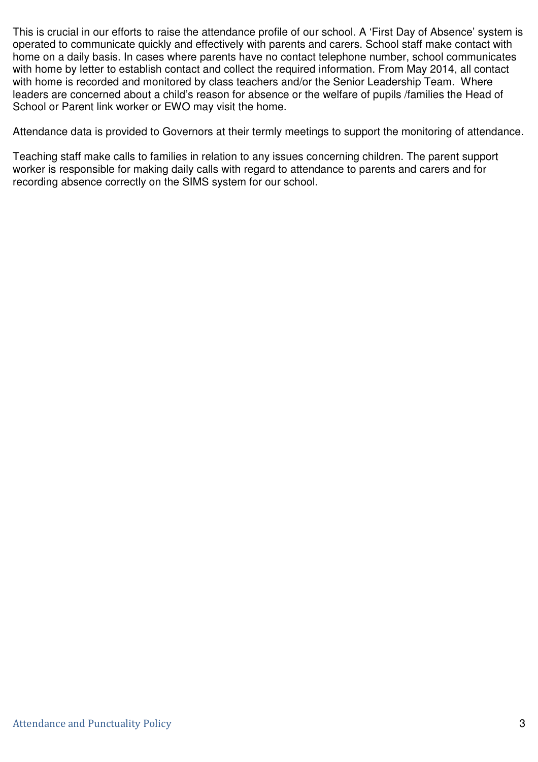This is crucial in our efforts to raise the attendance profile of our school. A 'First Day of Absence' system is operated to communicate quickly and effectively with parents and carers. School staff make contact with home on a daily basis. In cases where parents have no contact telephone number, school communicates with home by letter to establish contact and collect the required information. From May 2014, all contact with home is recorded and monitored by class teachers and/or the Senior Leadership Team. Where leaders are concerned about a child's reason for absence or the welfare of pupils /families the Head of School or Parent link worker or EWO may visit the home.

Attendance data is provided to Governors at their termly meetings to support the monitoring of attendance.

Teaching staff make calls to families in relation to any issues concerning children. The parent support worker is responsible for making daily calls with regard to attendance to parents and carers and for recording absence correctly on the SIMS system for our school.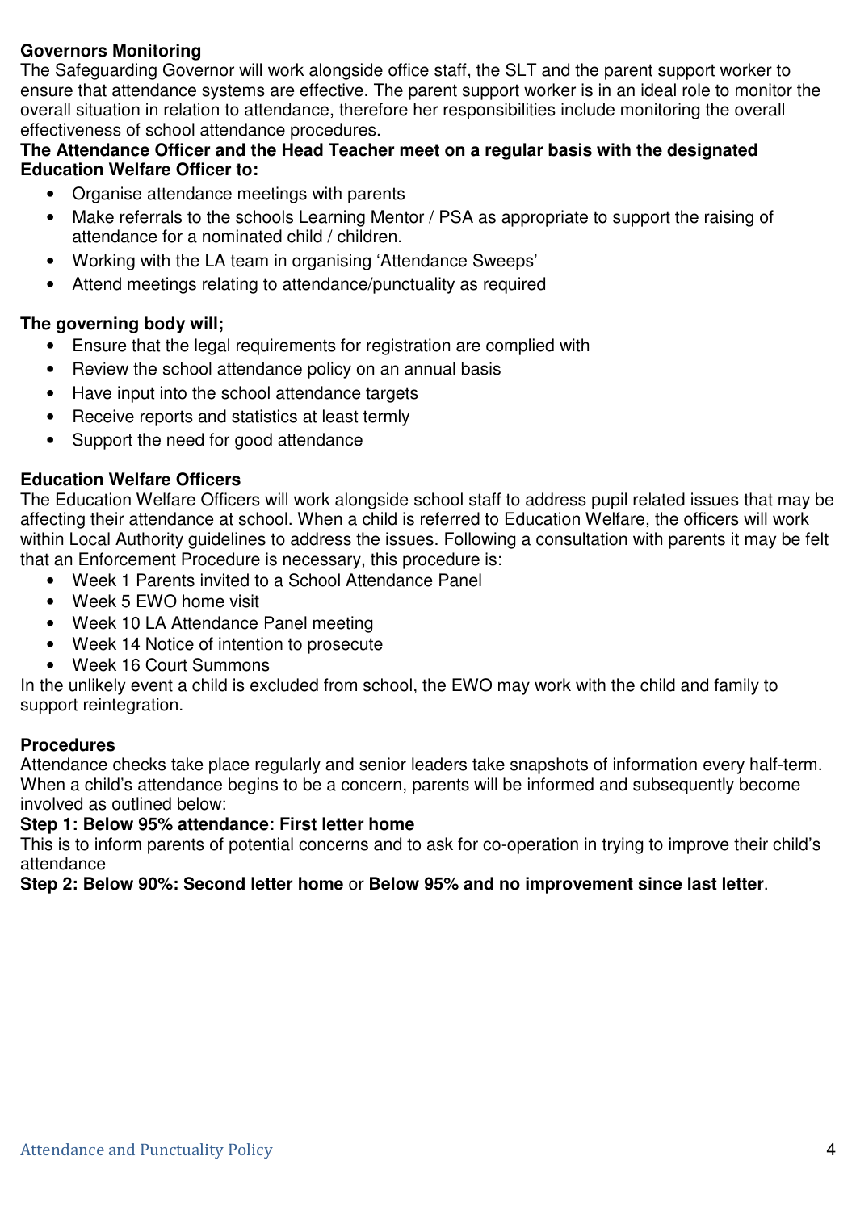**Governors Monitoring**

The Safeguarding Governor will work alongside office staff, the SLT and the parent support worker to ensure that attendance systems are effective. The parent support worker is in an ideal role to monitor the overall situation in relation to attendance, therefore her responsibilities include monitoring the overall effectiveness of school attendance procedures.

**The Attendance Officer and the Head Teacher meet on a regular basis with the designated Education Welfare Officer to:**

- Organise attendance meetings with parents
- Make referrals to the schools Learning Mentor / PSA as appropriate to support the raising of attendance for a nominated child / children.
- Working with the LA team in organising 'Attendance Sweeps'
- Attend meetings relating to attendance/punctuality as required

**The governing body will;**

- Ensure that the legal requirements for registration are complied with
- Review the school attendance policy on an annual basis
- Have input into the school attendance targets
- Receive reports and statistics at least termly
- Support the need for good attendance

**Education Welfare Officers**

The Education Welfare Officers will work alongside school staff to address pupil related issues that may be affecting their attendance at school. When a child is referred to Education Welfare, the officers will work within Local Authority guidelines to address the issues. Following a consultation with parents it may be felt that an Enforcement Procedure is necessary, this procedure is:

- Week 1 Parents invited to a School Attendance Panel
- Week 5 EWO home visit
- Week 10 LA Attendance Panel meeting
- Week 14 Notice of intention to prosecute
- Week 16 Court Summons

In the unlikely event a child is excluded from school, the EWO may work with the child and family to support reintegration.

**Procedures**

Attendance checks take place regularly and senior leaders take snapshots of information every half-term. When a child's attendance begins to be a concern, parents will be informed and subsequently become involved as outlined below:

**Step 1: Below 95% attendance: First letter home**

This is to inform parents of potential concerns and to ask for co-operation in trying to improve their child's attendance

**Step 2: Below 90%: Second letter home** or **Below 95% and no improvement since last letter**.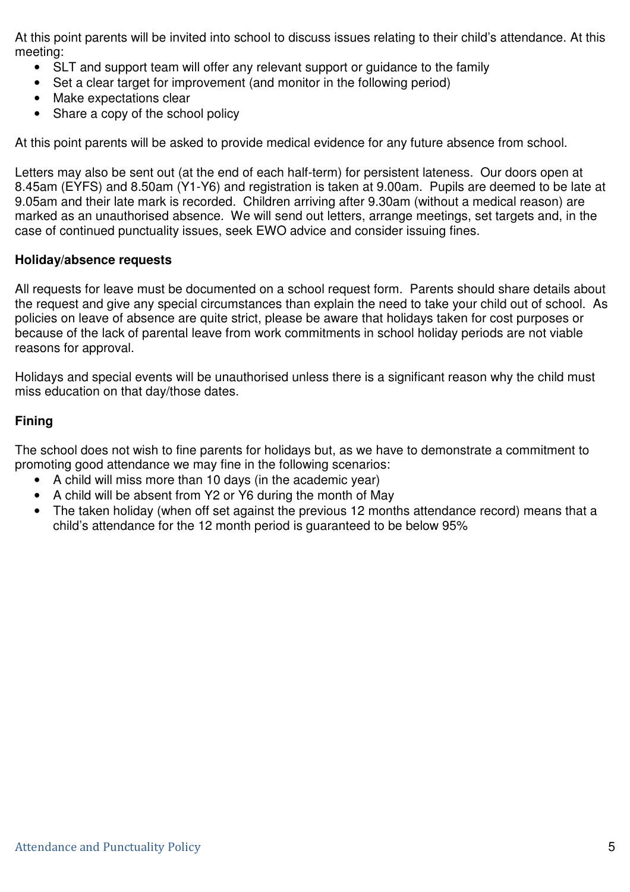At this point parents will be invited into school to discuss issues relating to their child's attendance. At this meeting:

- SLT and support team will offer any relevant support or guidance to the family
- Set a clear target for improvement (and monitor in the following period)
- Make expectations clear
- Share a copy of the school policy

At this point parents will be asked to provide medical evidence for any future absence from school.

Letters may also be sent out (at the end of each half-term) for persistent lateness. Our doors open at 8.45am (EYFS) and 8.50am (Y1-Y6) and registration is taken at 9.00am. Pupils are deemed to be late at 9.05am and their late mark is recorded. Children arriving after 9.30am (without a medical reason) are marked as an unauthorised absence. We will send out letters, arrange meetings, set targets and, in the case of continued punctuality issues, seek EWO advice and consider issuing fines.

**Holiday/absence requests**

All requests for leave must be documented on a school request form. Parents should share details about the request and give any special circumstances than explain the need to take your child out of school. As policies on leave of absence are quite strict, please be aware that holidays taken for cost purposes or because of the lack of parental leave from work commitments in school holiday periods are not viable reasons for approval.

Holidays and special events will be unauthorised unless there is a significant reason why the child must miss education on that day/those dates.

**Fining**

The school does not wish to fine parents for holidays but, as we have to demonstrate a commitment to promoting good attendance we may fine in the following scenarios:

- A child will miss more than 10 days (in the academic year)
- A child will be absent from Y2 or Y6 during the month of May
- The taken holiday (when off set against the previous 12 months attendance record) means that a child's attendance for the 12 month period is guaranteed to be below 95%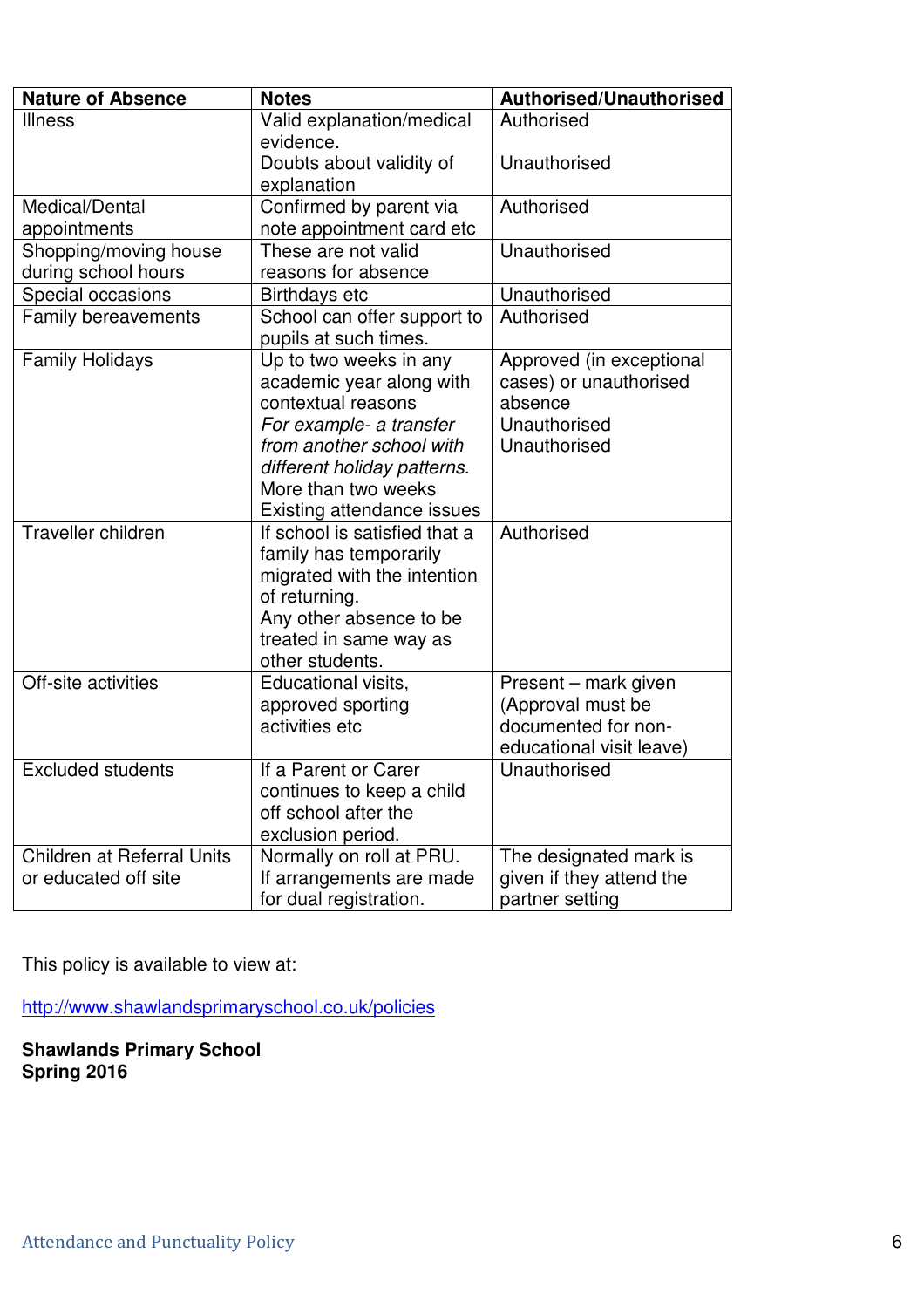| Nature of Absence | Notes | Authorised/Unauthorised |
|---|---|---|
| Illness | Valid explanation/medical evidence.<br>Doubts about validity of explanation | Authorised<br><br>Unauthorised |
| Medical/Dental appointments | Confirmed by parent via note appointment card etc | Authorised |
| Shopping/moving house during school hours | These are not valid reasons for absence | Unauthorised |
| Special occasions | Birthdays etc | Unauthorised |
| Family bereavements | School can offer support to pupils at such times. | Authorised |
| Family Holidays | Up to two weeks in any academic year along with contextual reasons<br>*For example- a transfer from another school with different holiday patterns.*<br>More than two weeks<br>Existing attendance issues | Approved (in exceptional cases) or unauthorised absence<br>Unauthorised<br>Unauthorised |
| Traveller children | If school is satisfied that a family has temporarily migrated with the intention of returning.<br>Any other absence to be treated in same way as other students. | Authorised |
| Off-site activities | Educational visits, approved sporting activities etc | Present – mark given (Approval must be documented for non-educational visit leave) |
| Excluded students | If a Parent or Carer continues to keep a child off school after the exclusion period. | Unauthorised |
| Children at Referral Units or educated off site | Normally on roll at PRU.<br>If arrangements are made for dual registration. | The designated mark is given if they attend the partner setting |

This policy is available to view at:

http://www.shawlandsprimaryschool.co.uk/policies

**Shawlands Primary School**
**Spring 2016**